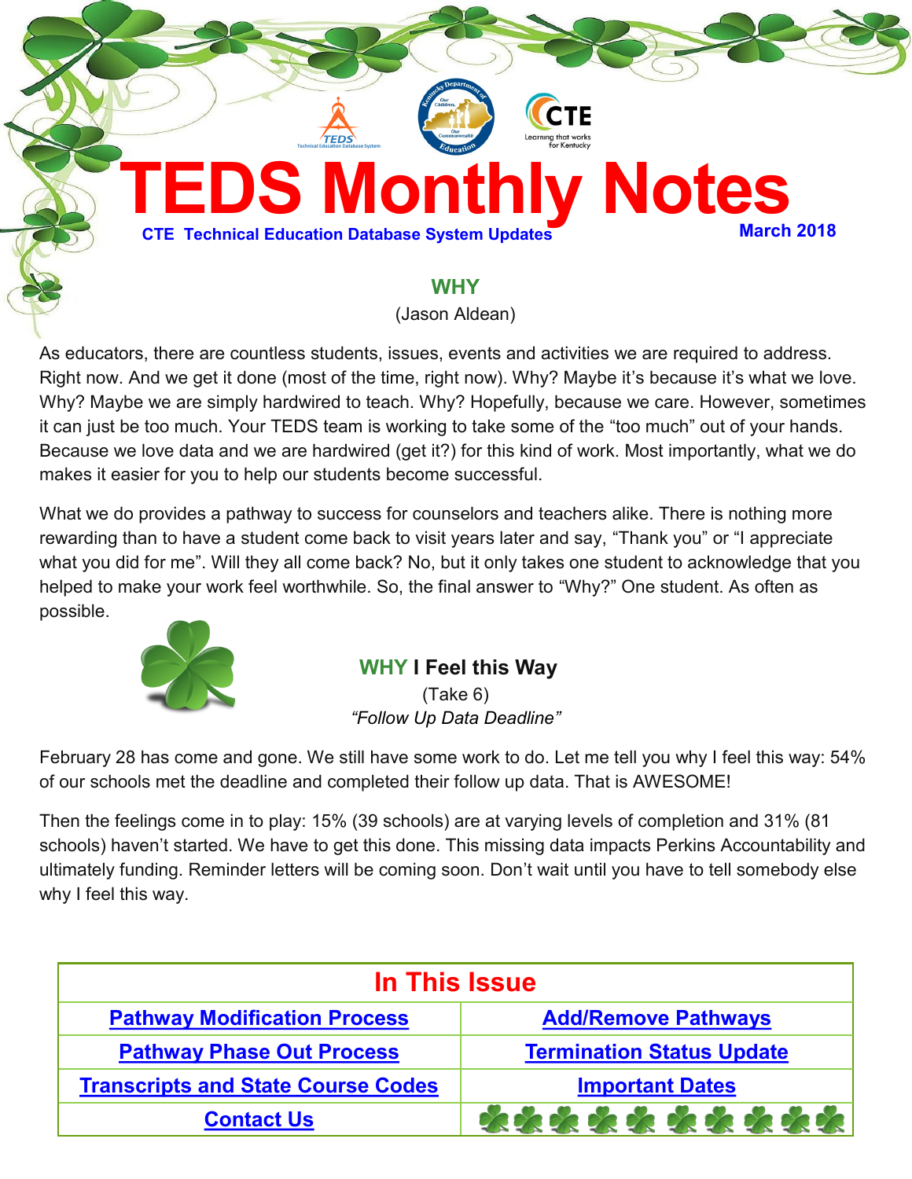# TEDS Monthly Notes

**CTE Technical Education Database System Updates** **March 2018**

## WHY

(Jason Aldean)

As educators, there are countless students, issues, events and activities we are required to address. Right now. And we get it done (most of the time, right now). Why? Maybe it's because it's what we love. Why? Maybe we are simply hardwired to teach. Why? Hopefully, because we care. However, sometimes it can just be too much. Your TEDS team is working to take some of the "too much" out of your hands. Because we love data and we are hardwired (get it?) for this kind of work. Most importantly, what we do makes it easier for you to help our students become successful.

What we do provides a pathway to success for counselors and teachers alike. There is nothing more rewarding than to have a student come back to visit years later and say, "Thank you" or "I appreciate what you did for me". Will they all come back? No, but it only takes one student to acknowledge that you helped to make your work feel worthwhile. So, the final answer to "Why?" One student. As often as possible.

## WHY I Feel this Way

(Take 6)

*"Follow Up Data Deadline"*

February 28 has come and gone. We still have some work to do. Let me tell you why I feel this way: 54% of our schools met the deadline and completed their follow up data. That is AWESOME!

Then the feelings come in to play: 15% (39 schools) are at varying levels of completion and 31% (81 schools) haven't started. We have to get this done. This missing data impacts Perkins Accountability and ultimately funding. Reminder letters will be coming soon. Don't wait until you have to tell somebody else why I feel this way.

| In This Issue | |
|---|---|
| Pathway Modification Process | Add/Remove Pathways |
| Pathway Phase Out Process | Termination Status Update |
| Transcripts and State Course Codes | Important Dates |
| Contact Us | |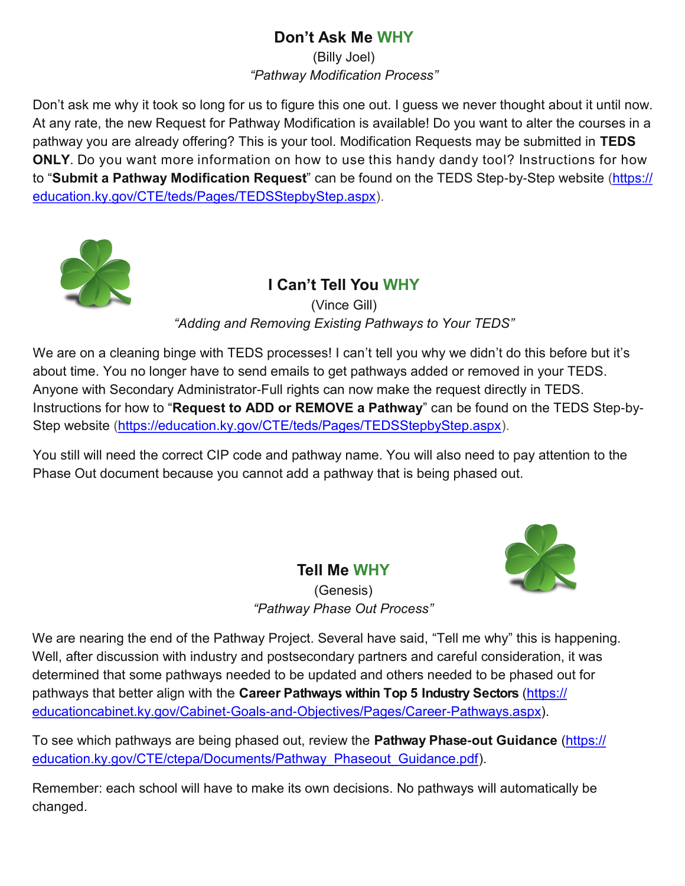## Don't Ask Me WHY

(Billy Joel)

*"Pathway Modification Process"*

Don't ask me why it took so long for us to figure this one out. I guess we never thought about it until now. At any rate, the new Request for Pathway Modification is available! Do you want to alter the courses in a pathway you are already offering? This is your tool. Modification Requests may be submitted in **TEDS ONLY**. Do you want more information on how to use this handy dandy tool? Instructions for how to "**Submit a Pathway Modification Request**" can be found on the TEDS Step-by-Step website (https://education.ky.gov/CTE/teds/Pages/TEDSStepbyStep.aspx).

## I Can't Tell You WHY

(Vince Gill)

*"Adding and Removing Existing Pathways to Your TEDS"*

We are on a cleaning binge with TEDS processes! I can't tell you why we didn't do this before but it's about time. You no longer have to send emails to get pathways added or removed in your TEDS. Anyone with Secondary Administrator-Full rights can now make the request directly in TEDS. Instructions for how to "**Request to ADD or REMOVE a Pathway**" can be found on the TEDS Step-by-Step website (https://education.ky.gov/CTE/teds/Pages/TEDSStepbyStep.aspx).

You still will need the correct CIP code and pathway name. You will also need to pay attention to the Phase Out document because you cannot add a pathway that is being phased out.

## Tell Me WHY

(Genesis)

*"Pathway Phase Out Process"*

We are nearing the end of the Pathway Project. Several have said, "Tell me why" this is happening. Well, after discussion with industry and postsecondary partners and careful consideration, it was determined that some pathways needed to be updated and others needed to be phased out for pathways that better align with the **Career Pathways within Top 5 Industry Sectors** (https://educationcabinet.ky.gov/Cabinet-Goals-and-Objectives/Pages/Career-Pathways.aspx).

To see which pathways are being phased out, review the **Pathway Phase-out Guidance** (https://education.ky.gov/CTE/ctepa/Documents/Pathway_Phaseout_Guidance.pdf).

Remember: each school will have to make its own decisions. No pathways will automatically be changed.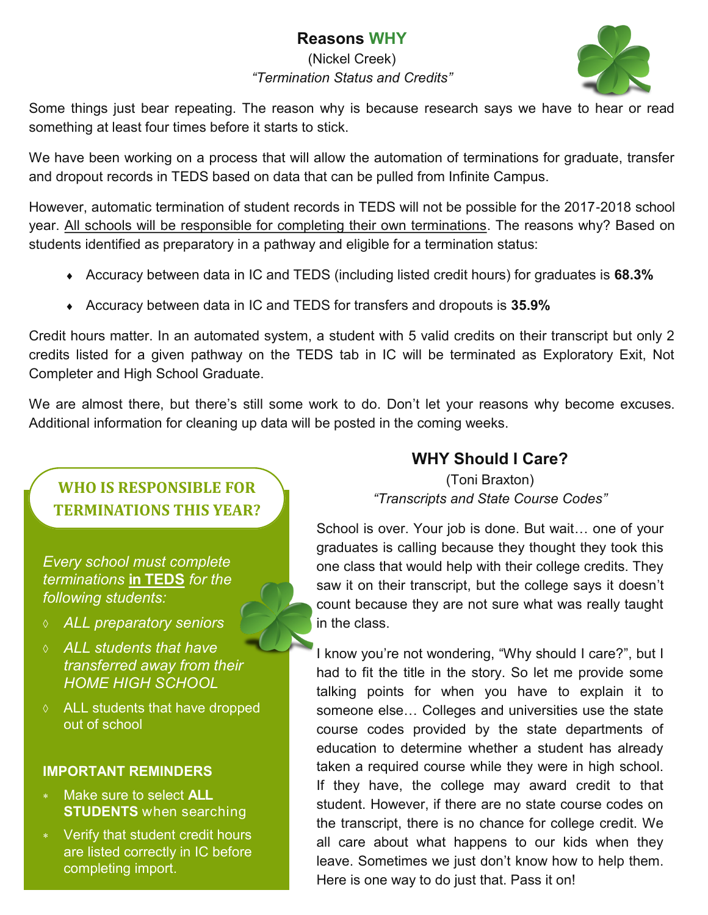## Reasons WHY

(Nickel Creek)

*"Termination Status and Credits"*

Some things just bear repeating. The reason why is because research says we have to hear or read something at least four times before it starts to stick.

We have been working on a process that will allow the automation of terminations for graduate, transfer and dropout records in TEDS based on data that can be pulled from Infinite Campus.

However, automatic termination of student records in TEDS will not be possible for the 2017-2018 school year. <u>All schools will be responsible for completing their own terminations</u>. The reasons why? Based on students identified as preparatory in a pathway and eligible for a termination status:

- Accuracy between data in IC and TEDS (including listed credit hours) for graduates is **68.3%**
- Accuracy between data in IC and TEDS for transfers and dropouts is **35.9%**

Credit hours matter. In an automated system, a student with 5 valid credits on their transcript but only 2 credits listed for a given pathway on the TEDS tab in IC will be terminated as Exploratory Exit, Not Completer and High School Graduate.

We are almost there, but there's still some work to do. Don't let your reasons why become excuses. Additional information for cleaning up data will be posted in the coming weeks.

### WHO IS RESPONSIBLE FOR TERMINATIONS THIS YEAR?

*Every school must complete terminations* ***<u>in TEDS</u>*** *for the following students:*

- *ALL preparatory seniors*
- *ALL students that have transferred away from their HOME HIGH SCHOOL*
- ALL students that have dropped out of school

**IMPORTANT REMINDERS**

- Make sure to select **ALL STUDENTS** when searching
- Verify that student credit hours are listed correctly in IC before completing import.

## WHY Should I Care?

(Toni Braxton)

*"Transcripts and State Course Codes"*

School is over. Your job is done. But wait… one of your graduates is calling because they thought they took this one class that would help with their college credits. They saw it on their transcript, but the college says it doesn't count because they are not sure what was really taught in the class.

I know you're not wondering, "Why should I care?", but I had to fit the title in the story. So let me provide some talking points for when you have to explain it to someone else… Colleges and universities use the state course codes provided by the state departments of education to determine whether a student has already taken a required course while they were in high school. If they have, the college may award credit to that student. However, if there are no state course codes on the transcript, there is no chance for college credit. We all care about what happens to our kids when they leave. Sometimes we just don't know how to help them. Here is one way to do just that. Pass it on!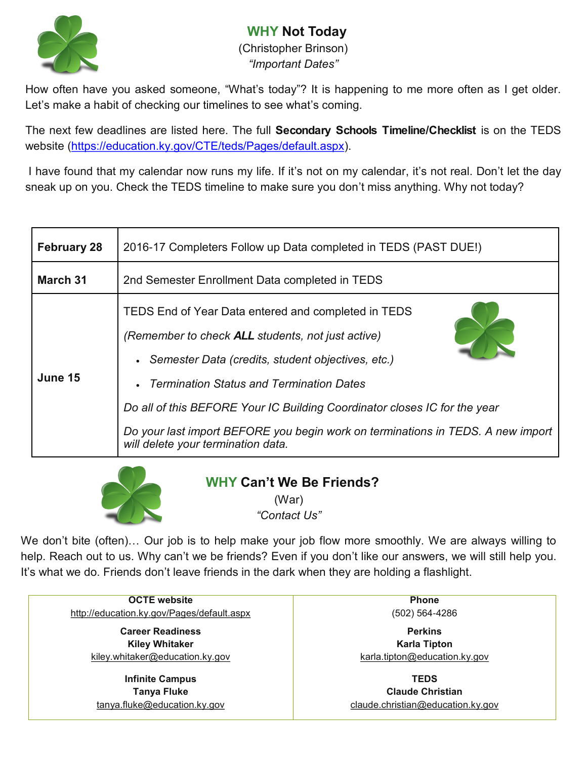## WHY Not Today

(Christopher Brinson)

*"Important Dates"*

How often have you asked someone, "What's today"? It is happening to me more often as I get older. Let's make a habit of checking our timelines to see what's coming.

The next few deadlines are listed here. The full **Secondary Schools Timeline/Checklist** is on the TEDS website (https://education.ky.gov/CTE/teds/Pages/default.aspx).

I have found that my calendar now runs my life. If it's not on my calendar, it's not real. Don't let the day sneak up on you. Check the TEDS timeline to make sure you don't miss anything. Why not today?

| | |
|---|---|
| **February 28** | 2016-17 Completers Follow up Data completed in TEDS (PAST DUE!) |
| **March 31** | 2nd Semester Enrollment Data completed in TEDS |
| **June 15** | TEDS End of Year Data entered and completed in TEDS<br>*(Remember to check **ALL** students, not just active)*<br>• *Semester Data (credits, student objectives, etc.)*<br>• *Termination Status and Termination Dates*<br>*Do all of this BEFORE Your IC Building Coordinator closes IC for the year*<br>*Do your last import BEFORE you begin work on terminations in TEDS. A new import will delete your termination data.* |

## WHY Can't We Be Friends?

(War)

*"Contact Us"*

We don't bite (often)… Our job is to help make your job flow more smoothly. We are always willing to help. Reach out to us. Why can't we be friends? Even if you don't like our answers, we will still help you. It's what we do. Friends don't leave friends in the dark when they are holding a flashlight.

| | |
|---|---|
| **OCTE website**<br>http://education.ky.gov/Pages/default.aspx | **Phone**<br>(502) 564-4286 |
| **Career Readiness**<br>**Kiley Whitaker**<br>kiley.whitaker@education.ky.gov | **Perkins**<br>**Karla Tipton**<br>karla.tipton@education.ky.gov |
| **Infinite Campus**<br>**Tanya Fluke**<br>tanya.fluke@education.ky.gov | **TEDS**<br>**Claude Christian**<br>claude.christian@education.ky.gov |